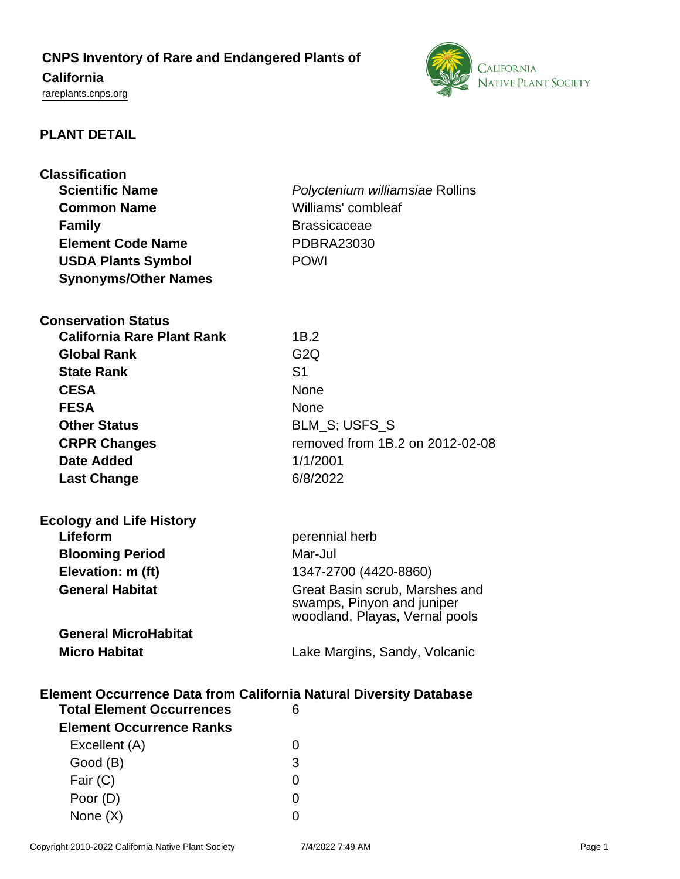# CNPS Inventory of Rare and Endangered Plants of California

rareplants.cnps.org

## PLANT DETAIL

### Classification

| | |
|---|---|
| **Scientific Name** | *Polyctenium williamsiae* Rollins |
| **Common Name** | Williams' combleaf |
| **Family** | Brassicaceae |
| **Element Code Name** | PDBRA23030 |
| **USDA Plants Symbol** | POWI |
| **Synonyms/Other Names** | |

### Conservation Status

| | |
|---|---|
| **California Rare Plant Rank** | 1B.2 |
| **Global Rank** | G2Q |
| **State Rank** | S1 |
| **CESA** | None |
| **FESA** | None |
| **Other Status** | BLM_S; USFS_S |
| **CRPR Changes** | removed from 1B.2 on 2012-02-08 |
| **Date Added** | 1/1/2001 |
| **Last Change** | 6/8/2022 |

### Ecology and Life History

| | |
|---|---|
| **Lifeform** | perennial herb |
| **Blooming Period** | Mar-Jul |
| **Elevation: m (ft)** | 1347-2700 (4420-8860) |
| **General Habitat** | Great Basin scrub, Marshes and swamps, Pinyon and juniper woodland, Playas, Vernal pools |
| **General MicroHabitat** | |
| **Micro Habitat** | Lake Margins, Sandy, Volcanic |

### Element Occurrence Data from California Natural Diversity Database

| | |
|---|---|
| **Total Element Occurrences** | 6 |
| **Element Occurrence Ranks** | |
| Excellent (A) | 0 |
| Good (B) | 3 |
| Fair (C) | 0 |
| Poor (D) | 0 |
| None (X) | 0 |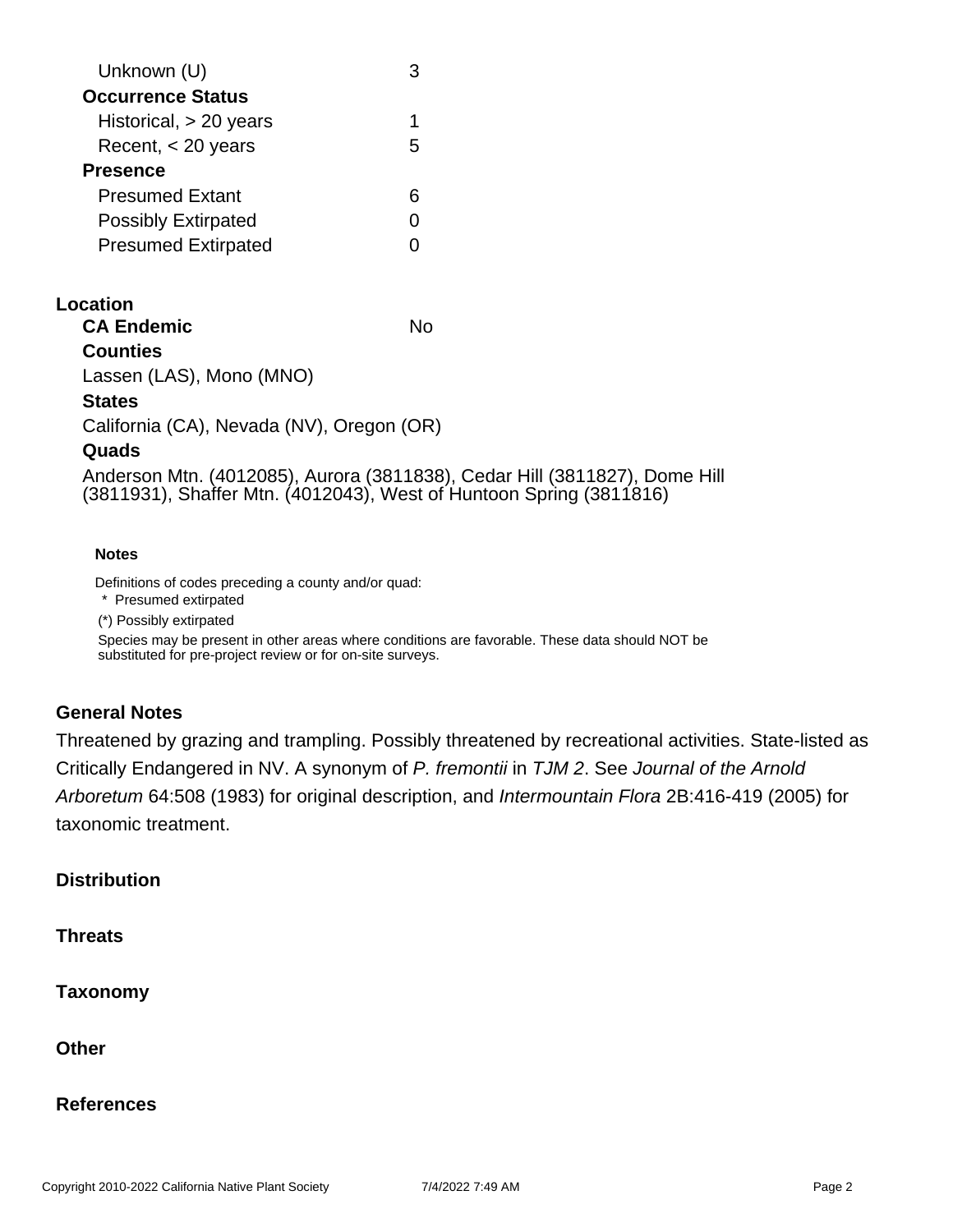| | |
|---|---|
| Unknown (U) | 3 |
| **Occurrence Status** | |
| Historical, > 20 years | 1 |
| Recent, < 20 years | 5 |
| **Presence** | |
| Presumed Extant | 6 |
| Possibly Extirpated | 0 |
| Presumed Extirpated | 0 |

## Location

**CA Endemic** No

**Counties**

Lassen (LAS), Mono (MNO)

**States**

California (CA), Nevada (NV), Oregon (OR)

**Quads**

Anderson Mtn. (4012085), Aurora (3811838), Cedar Hill (3811827), Dome Hill (3811931), Shaffer Mtn. (4012043), West of Huntoon Spring (3811816)

**Notes**

Definitions of codes preceding a county and/or quad:

* Presumed extirpated

(*) Possibly extirpated

Species may be present in other areas where conditions are favorable. These data should NOT be substituted for pre-project review or for on-site surveys.

## General Notes

Threatened by grazing and trampling. Possibly threatened by recreational activities. State-listed as Critically Endangered in NV. A synonym of *P. fremontii* in *TJM 2*. See *Journal of the Arnold Arboretum* 64:508 (1983) for original description, and *Intermountain Flora* 2B:416-419 (2005) for taxonomic treatment.

## Distribution

## Threats

## Taxonomy

## Other

## References